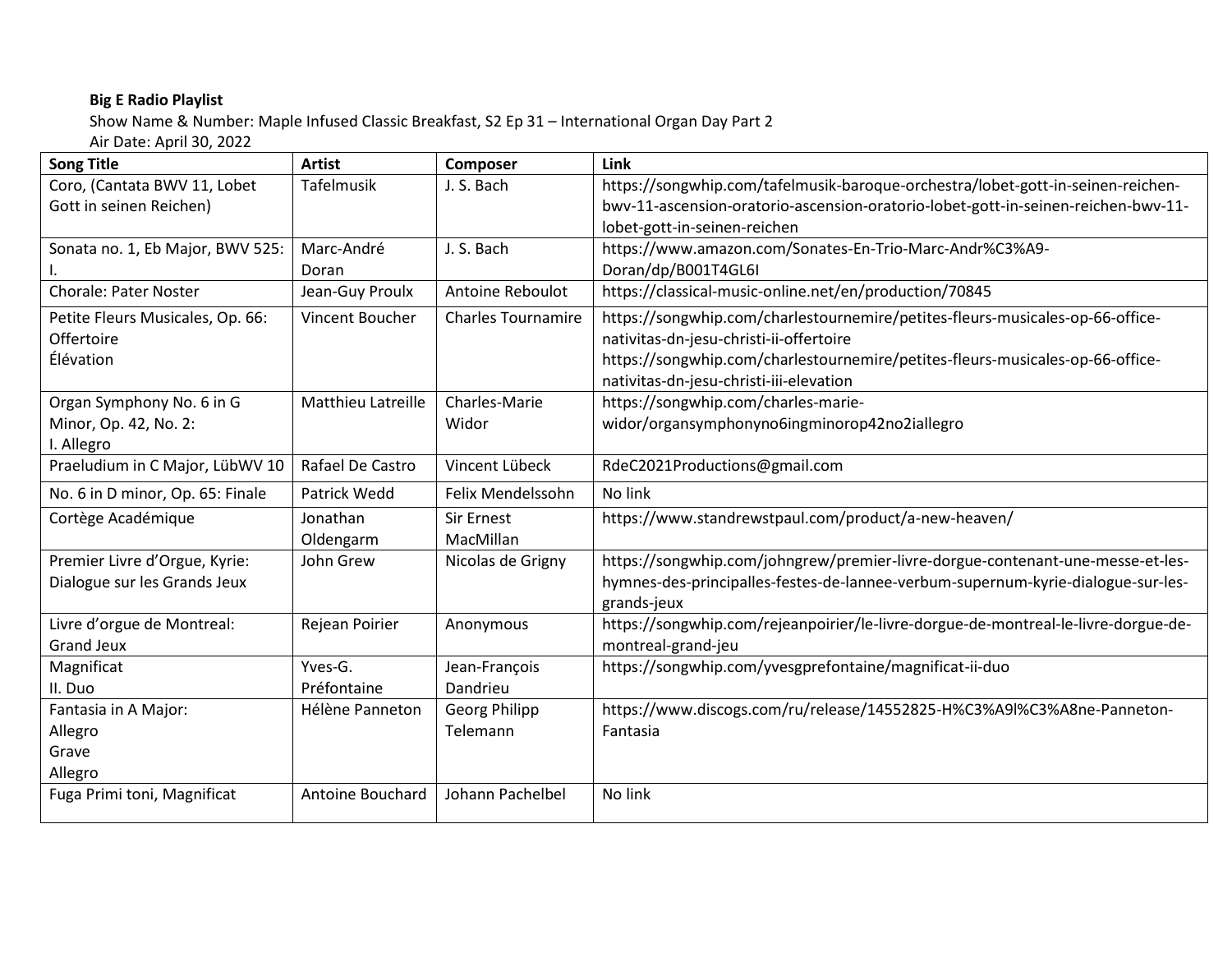**Big E Radio Playlist**

Show Name & Number: Maple Infused Classic Breakfast, S2 Ep 31 – International Organ Day Part 2

Air Date: April 30, 2022

| Song Title | Artist | Composer | Link |
|---|---|---|---|
| Coro, (Cantata BWV 11, Lobet Gott in seinen Reichen) | Tafelmusik | J. S. Bach | https://songwhip.com/tafelmusik-baroque-orchestra/lobet-gott-in-seinen-reichen-bwv-11-ascension-oratorio-ascension-oratorio-lobet-gott-in-seinen-reichen-bwv-11-lobet-gott-in-seinen-reichen |
| Sonata no. 1, Eb Major, BWV 525: I. | Marc-André Doran | J. S. Bach | https://www.amazon.com/Sonates-En-Trio-Marc-Andr%C3%A9-Doran/dp/B001T4GL6I |
| Chorale: Pater Noster | Jean-Guy Proulx | Antoine Reboulot | https://classical-music-online.net/en/production/70845 |
| Petite Fleurs Musicales, Op. 66: Offertoire Élévation | Vincent Boucher | Charles Tournamire | https://songwhip.com/charlestournemire/petites-fleurs-musicales-op-66-office-nativitas-dn-jesu-christi-ii-offertoire https://songwhip.com/charlestournemire/petites-fleurs-musicales-op-66-office-nativitas-dn-jesu-christi-iii-elevation |
| Organ Symphony No. 6 in G Minor, Op. 42, No. 2: I. Allegro | Matthieu Latreille | Charles-Marie Widor | https://songwhip.com/charles-marie-widor/organsymphonyno6ingminorop42no2iallegro |
| Praeludium in C Major, LübWV 10 | Rafael De Castro | Vincent Lübeck | RdeC2021Productions@gmail.com |
| No. 6 in D minor, Op. 65: Finale | Patrick Wedd | Felix Mendelssohn | No link |
| Cortège Académique | Jonathan Oldengarm | Sir Ernest MacMillan | https://www.standrewstpaul.com/product/a-new-heaven/ |
| Premier Livre d'Orgue, Kyrie: Dialogue sur les Grands Jeux | John Grew | Nicolas de Grigny | https://songwhip.com/johngrew/premier-livre-dorgue-contenant-une-messe-et-les-hymnes-des-principalles-festes-de-lannee-verbum-supernum-kyrie-dialogue-sur-les-grands-jeux |
| Livre d'orgue de Montreal: Grand Jeux | Rejean Poirier | Anonymous | https://songwhip.com/rejeanpoirier/le-livre-dorgue-de-montreal-le-livre-dorgue-de-montreal-grand-jeu |
| Magnificat II. Duo | Yves-G. Préfontaine | Jean-François Dandrieu | https://songwhip.com/yvesgprefontaine/magnificat-ii-duo |
| Fantasia in A Major: Allegro Grave Allegro | Hélène Panneton | Georg Philipp Telemann | https://www.discogs.com/ru/release/14552825-H%C3%A9l%C3%A8ne-Panneton-Fantasia |
| Fuga Primi toni, Magnificat | Antoine Bouchard | Johann Pachelbel | No link |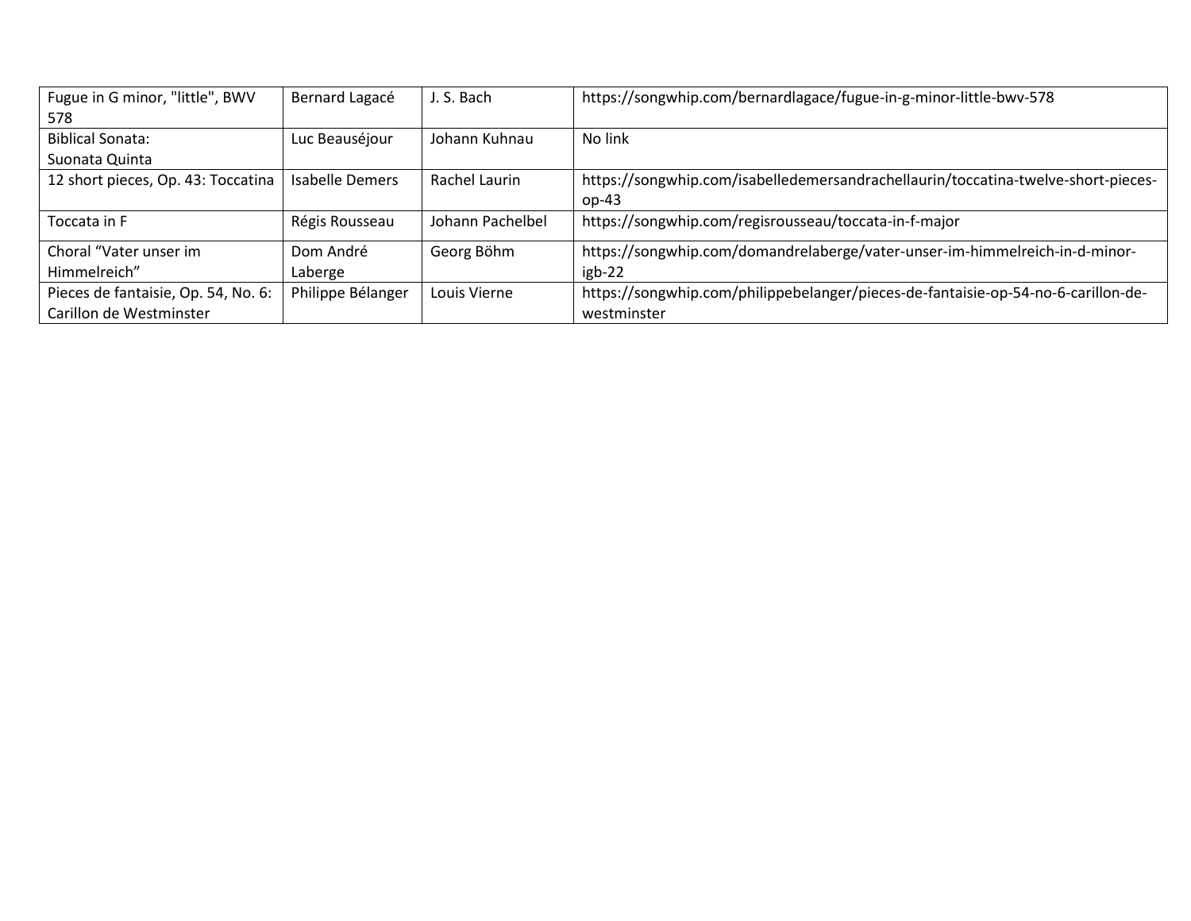| | | | |
|---|---|---|---|
| Fugue in G minor, "little", BWV 578 | Bernard Lagacé | J. S. Bach | https://songwhip.com/bernardlagace/fugue-in-g-minor-little-bwv-578 |
| Biblical Sonata: Suonata Quinta | Luc Beauséjour | Johann Kuhnau | No link |
| 12 short pieces, Op. 43: Toccatina | Isabelle Demers | Rachel Laurin | https://songwhip.com/isabelledemersandrachellaurin/toccatina-twelve-short-pieces-op-43 |
| Toccata in F | Régis Rousseau | Johann Pachelbel | https://songwhip.com/regisrousseau/toccata-in-f-major |
| Choral “Vater unser im Himmelreich” | Dom André Laberge | Georg Böhm | https://songwhip.com/domandrelaberge/vater-unser-im-himmelreich-in-d-minor-igb-22 |
| Pieces de fantaisie, Op. 54, No. 6: Carillon de Westminster | Philippe Bélanger | Louis Vierne | https://songwhip.com/philippebelanger/pieces-de-fantaisie-op-54-no-6-carillon-de-westminster |